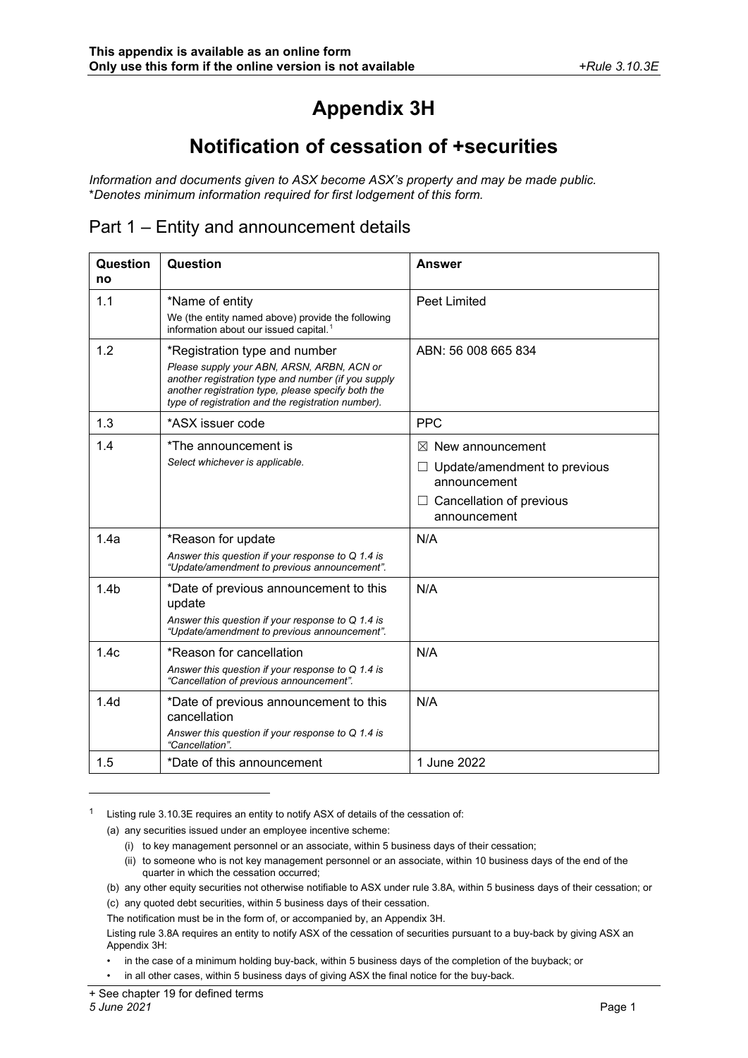# Appendix 3H

# Notification of cessation of +securities

*Information and documents given to ASX become ASX's property and may be made public.*
**Denotes minimum information required for first lodgement of this form.*

## Part 1 – Entity and announcement details

| Question no | Question | Answer |
|---|---|---|
| 1.1 | *Name of entity<br>We (the entity named above) provide the following information about our issued capital.[1] | Peet Limited |
| 1.2 | *Registration type and number<br>*Please supply your ABN, ARSN, ARBN, ACN or another registration type and number (if you supply another registration type, please specify both the type of registration and the registration number).* | ABN: 56 008 665 834 |
| 1.3 | *ASX issuer code | PPC |
| 1.4 | *The announcement is<br>*Select whichever is applicable.* | ☒ New announcement<br>☐ Update/amendment to previous announcement<br>☐ Cancellation of previous announcement |
| 1.4a | *Reason for update<br>*Answer this question if your response to Q 1.4 is "Update/amendment to previous announcement".* | N/A |
| 1.4b | *Date of previous announcement to this update<br>*Answer this question if your response to Q 1.4 is "Update/amendment to previous announcement".* | N/A |
| 1.4c | *Reason for cancellation<br>*Answer this question if your response to Q 1.4 is "Cancellation of previous announcement".* | N/A |
| 1.4d | *Date of previous announcement to this cancellation<br>*Answer this question if your response to Q 1.4 is "Cancellation".* | N/A |
| 1.5 | *Date of this announcement | 1 June 2022 |

[1] Listing rule 3.10.3E requires an entity to notify ASX of details of the cessation of:

(a) any securities issued under an employee incentive scheme:

(i) to key management personnel or an associate, within 5 business days of their cessation;

(ii) to someone who is not key management personnel or an associate, within 10 business days of the end of the quarter in which the cessation occurred;

(b) any other equity securities not otherwise notifiable to ASX under rule 3.8A, within 5 business days of their cessation; or

(c) any quoted debt securities, within 5 business days of their cessation.

The notification must be in the form of, or accompanied by, an Appendix 3H.

Listing rule 3.8A requires an entity to notify ASX of the cessation of securities pursuant to a buy-back by giving ASX an Appendix 3H:

- in the case of a minimum holding buy-back, within 5 business days of the completion of the buyback; or
- in all other cases, within 5 business days of giving ASX the final notice for the buy-back.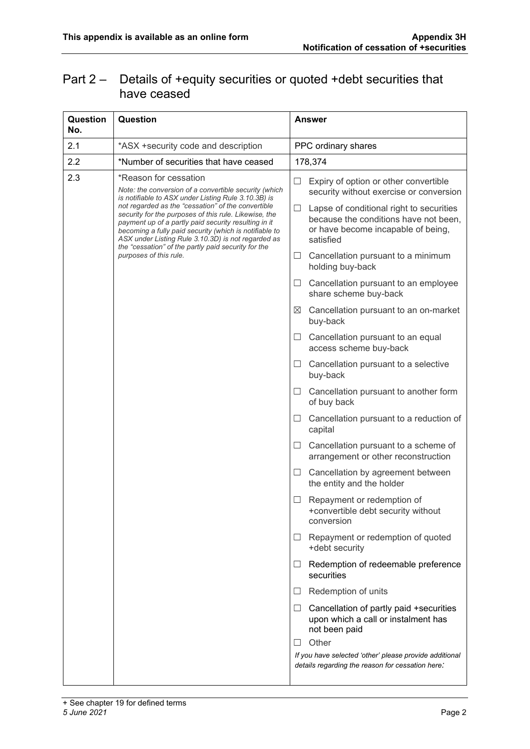## Part 2 – Details of +equity securities or quoted +debt securities that have ceased

| Question No. | Question | Answer |
|---|---|---|
| 2.1 | *ASX +security code and description | PPC ordinary shares |
| 2.2 | *Number of securities that have ceased | 178,374 |
| 2.3 | *Reason for cessation<br>*Note: the conversion of a convertible security (which is notifiable to ASX under Listing Rule 3.10.3B) is not regarded as the "cessation" of the convertible security for the purposes of this rule. Likewise, the payment up of a partly paid security resulting in it becoming a fully paid security (which is notifiable to ASX under Listing Rule 3.10.3D) is not regarded as the "cessation" of the partly paid security for the purposes of this rule.* | ☐ Expiry of option or other convertible security without exercise or conversion<br>☐ Lapse of conditional right to securities because the conditions have not been, or have become incapable of being, satisfied<br>☐ Cancellation pursuant to a minimum holding buy-back<br>☐ Cancellation pursuant to an employee share scheme buy-back<br>☒ Cancellation pursuant to an on-market buy-back<br>☐ Cancellation pursuant to an equal access scheme buy-back<br>☐ Cancellation pursuant to a selective buy-back<br>☐ Cancellation pursuant to another form of buy back<br>☐ Cancellation pursuant to a reduction of capital<br>☐ Cancellation pursuant to a scheme of arrangement or other reconstruction<br>☐ Cancellation by agreement between the entity and the holder<br>☐ Repayment or redemption of +convertible debt security without conversion<br>☐ Repayment or redemption of quoted +debt security<br>☐ Redemption of redeemable preference securities<br>☐ Redemption of units<br>☐ Cancellation of partly paid +securities upon which a call or instalment has not been paid<br>☐ Other<br>*If you have selected 'other' please provide additional details regarding the reason for cessation here:* |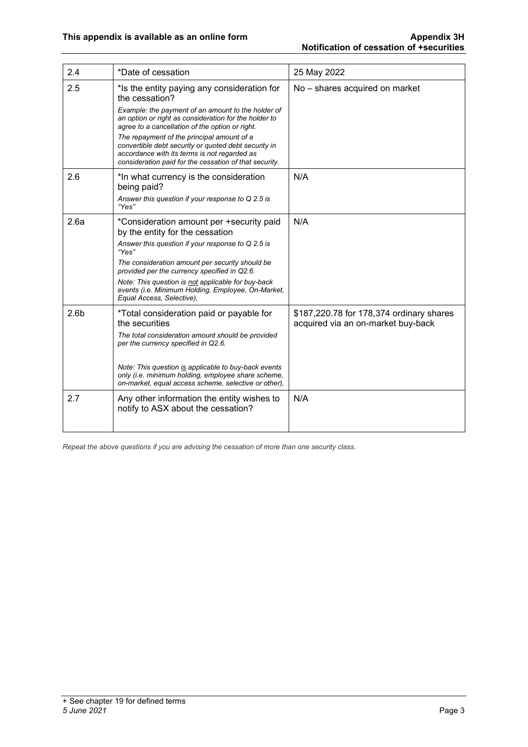| 2.4 | *Date of cessation | 25 May 2022 |
|---|---|---|
| 2.5 | *Is the entity paying any consideration for the cessation?<br>*Example: the payment of an amount to the holder of an option or right as consideration for the holder to agree to a cancellation of the option or right.*<br>*The repayment of the principal amount of a convertible debt security or quoted debt security in accordance with its terms is not regarded as consideration paid for the cessation of that security.* | No – shares acquired on market |
| 2.6 | *In what currency is the consideration being paid?<br>*Answer this question if your response to Q 2.5 is "Yes"* | N/A |
| 2.6a | *Consideration amount per +security paid by the entity for the cessation<br>*Answer this question if your response to Q 2.5 is "Yes"*<br>*The consideration amount per security should be provided per the currency specified in Q2.6.*<br>*Note: This question is not applicable for buy-back events (i.e. Minimum Holding, Employee, On-Market, Equal Access, Selective),* | N/A |
| 2.6b | *Total consideration paid or payable for the securities<br>*The total consideration amount should be provided per the currency specified in Q2.6.*<br>*Note: This question is applicable to buy-back events only (i.e. minimum holding, employee share scheme, on-market, equal access scheme, selective or other),* | $187,220.78 for 178,374 ordinary shares acquired via an on-market buy-back |
| 2.7 | Any other information the entity wishes to notify to ASX about the cessation? | N/A |

*Repeat the above questions if you are advising the cessation of more than one security class.*

+ See chapter 19 for defined terms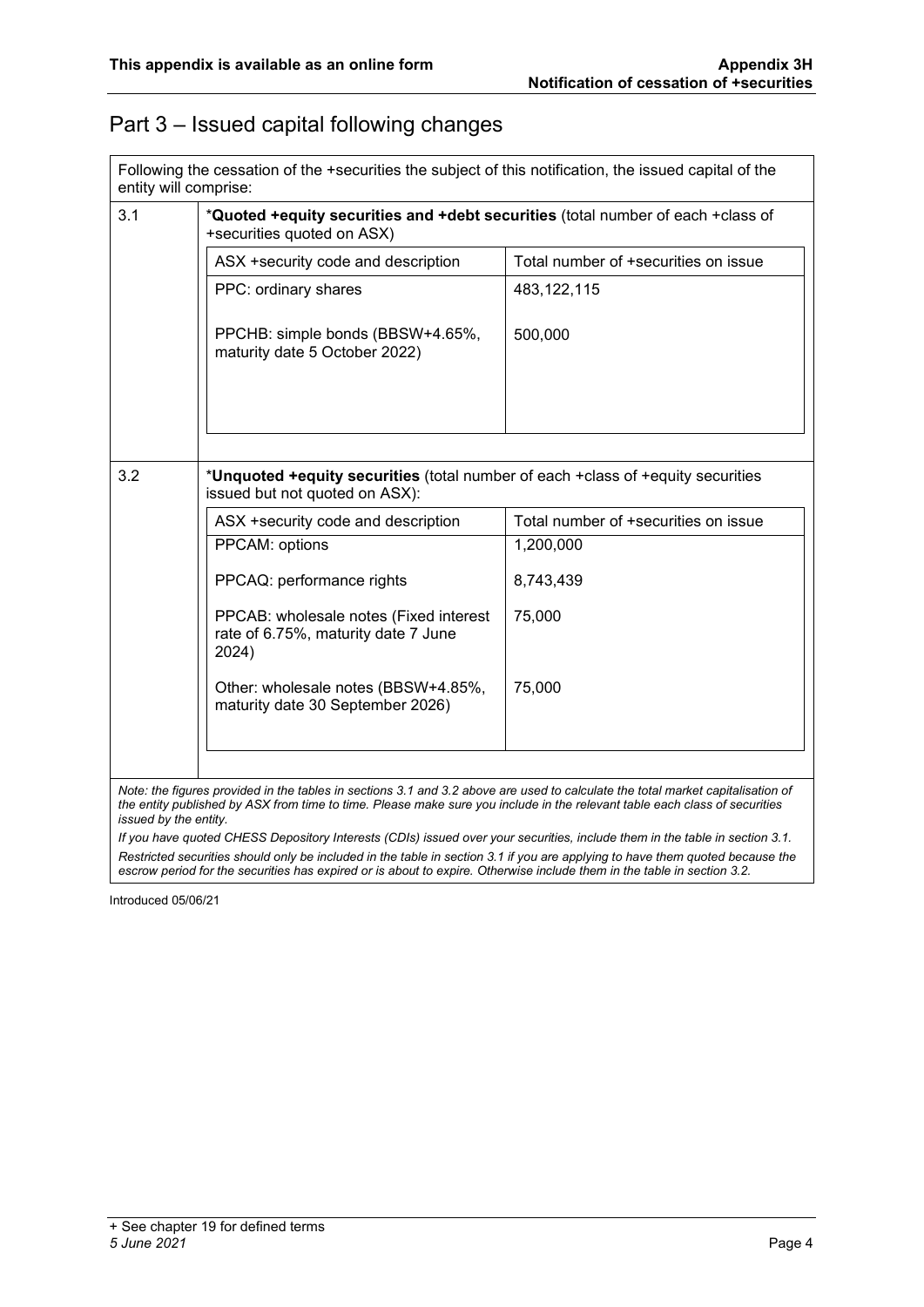# Part 3 – Issued capital following changes

Following the cessation of the +securities the subject of this notification, the issued capital of the entity will comprise:

**3.1** *__Quoted +equity securities and +debt securities__ (total number of each +class of +securities quoted on ASX)

| ASX +security code and description | Total number of +securities on issue |
| --- | --- |
| PPC: ordinary shares | 483,122,115 |
| PPCHB: simple bonds (BBSW+4.65%, maturity date 5 October 2022) | 500,000 |

**3.2** *__Unquoted +equity securities__ (total number of each +class of +equity securities issued but not quoted on ASX):

| ASX +security code and description | Total number of +securities on issue |
| --- | --- |
| PPCAM: options | 1,200,000 |
| PPCAQ: performance rights | 8,743,439 |
| PPCAB: wholesale notes (Fixed interest rate of 6.75%, maturity date 7 June 2024) | 75,000 |
| Other: wholesale notes (BBSW+4.85%, maturity date 30 September 2026) | 75,000 |

*Note: the figures provided in the tables in sections 3.1 and 3.2 above are used to calculate the total market capitalisation of the entity published by ASX from time to time. Please make sure you include in the relevant table each class of securities issued by the entity.*

*If you have quoted CHESS Depository Interests (CDIs) issued over your securities, include them in the table in section 3.1.*

*Restricted securities should only be included in the table in section 3.1 if you are applying to have them quoted because the escrow period for the securities has expired or is about to expire. Otherwise include them in the table in section 3.2.*

Introduced 05/06/21